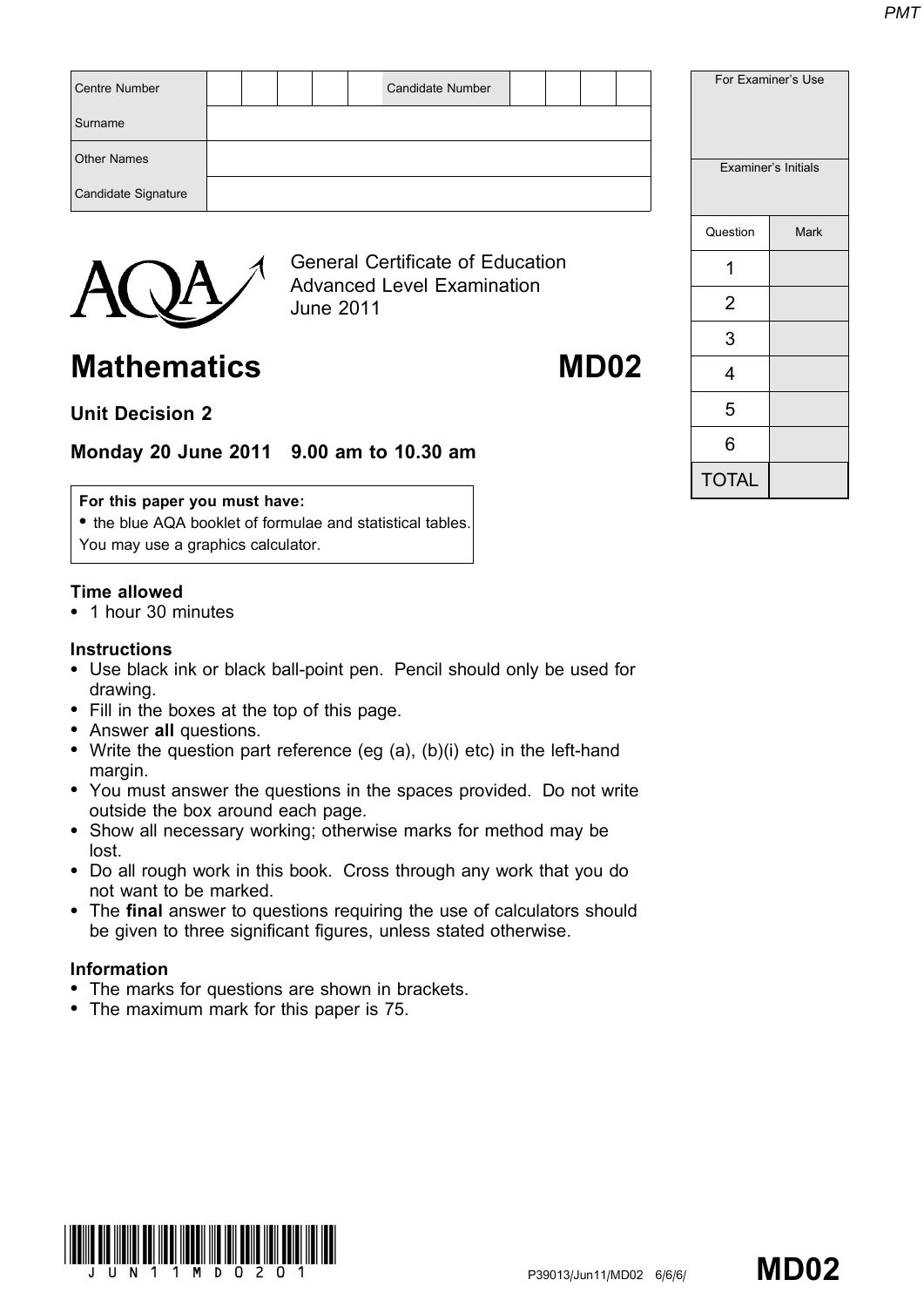| Centre Number | | | | | | Candidate Number | | | | |
|---|---|---|---|---|---|---|---|---|---|---|
| Surname | | | | | | | | | | |
| Other Names | | | | | | | | | | |
| Candidate Signature | | | | | | | | | | |

| For Examiner's Use | |
|---|---|
| Examiner's Initials | |
| Question | Mark |
| 1 | |
| 2 | |
| 3 | |
| 4 | |
| 5 | |
| 6 | |
| TOTAL | |

General Certificate of Education
Advanced Level Examination
June 2011

# Mathematics MD02

## Unit Decision 2

## Monday 20 June 2011 9.00 am to 10.30 am

**For this paper you must have:**
- the blue AQA booklet of formulae and statistical tables.

You may use a graphics calculator.

**Time allowed**
- 1 hour 30 minutes

**Instructions**
- Use black ink or black ball-point pen. Pencil should only be used for drawing.
- Fill in the boxes at the top of this page.
- Answer **all** questions.
- Write the question part reference (eg (a), (b)(i) etc) in the left-hand margin.
- You must answer the questions in the spaces provided. Do not write outside the box around each page.
- Show all necessary working; otherwise marks for method may be lost.
- Do all rough work in this book. Cross through any work that you do not want to be marked.
- The **final** answer to questions requiring the use of calculators should be given to three significant figures, unless stated otherwise.

**Information**
- The marks for questions are shown in brackets.
- The maximum mark for this paper is 75.

P39013/Jun11/MD02 6/6/6/ **MD02**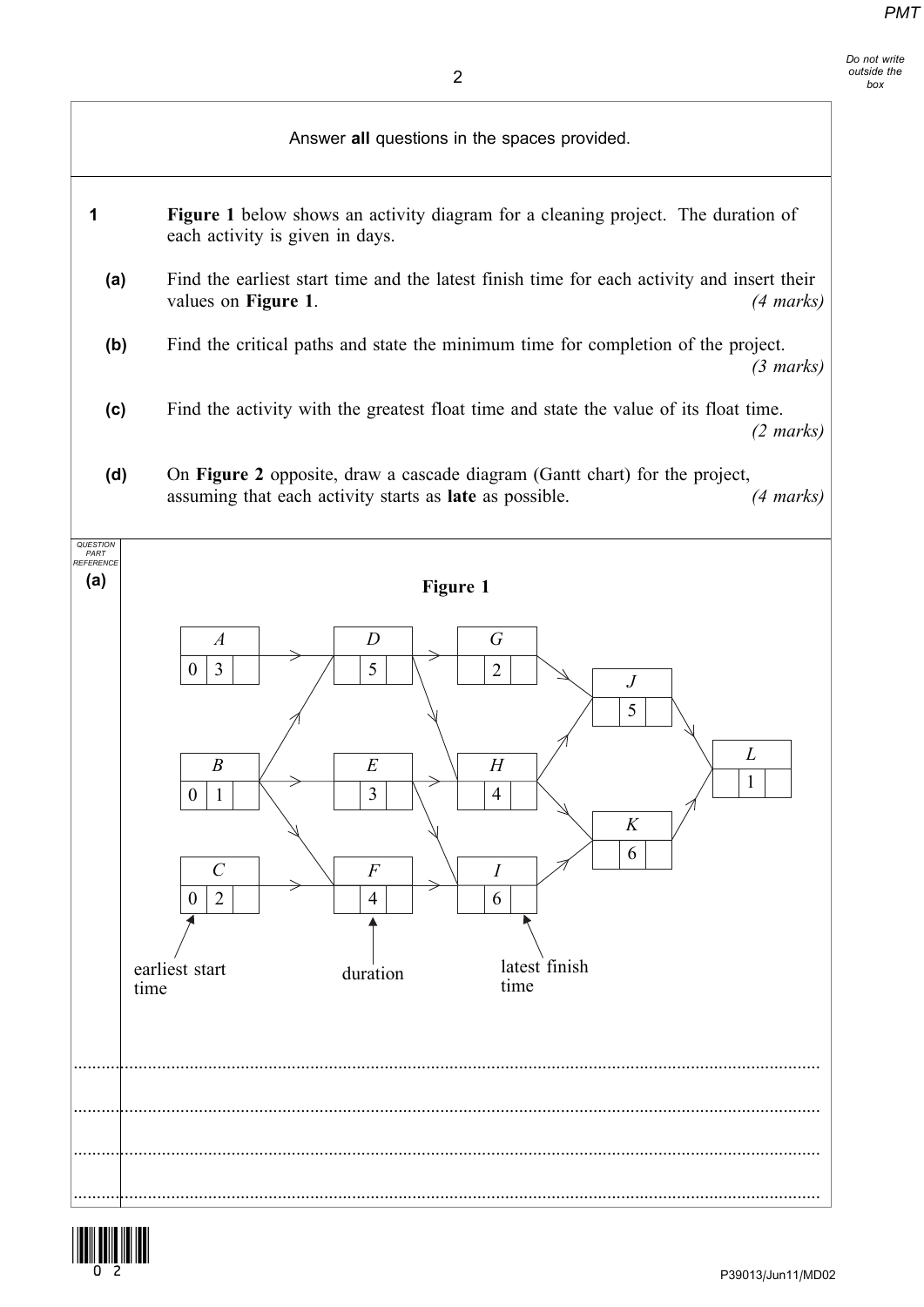Answer **all** questions in the spaces provided.

**1** **Figure 1** below shows an activity diagram for a cleaning project. The duration of each activity is given in days.

**(a)** Find the earliest start time and the latest finish time for each activity and insert their values on **Figure 1**. *(4 marks)*

**(b)** Find the critical paths and state the minimum time for completion of the project. *(3 marks)*

**(c)** Find the activity with the greatest float time and state the value of its float time. *(2 marks)*

**(d)** On **Figure 2** opposite, draw a cascade diagram (Gantt chart) for the project, assuming that each activity starts as **late** as possible. *(4 marks)*

**(a)**

**Figure 1**

| Activity | Earliest start time | Duration | Latest finish time |
|---|---|---|---|
| $A$ | 0 | 3 | |
| $B$ | 0 | 1 | |
| $C$ | 0 | 2 | |
| $D$ | | 5 | |
| $E$ | | 3 | |
| $F$ | | 4 | |
| $G$ | | 2 | |
| $H$ | | 4 | |
| $I$ | | 6 | |
| $J$ | | 5 | |
| $K$ | | 6 | |
| $L$ | | 1 | |

Arrows in the diagram: $A \to D$, $B \to D$, $B \to E$, $B \to F$, $C \to F$, $D \to G$, $D \to H$, $E \to H$, $E \to I$, $F \to I$, $G \to J$, $H \to J$, $H \to K$, $I \to K$, $J \to L$, $K \to L$.

Labels: earliest start time, duration, latest finish time

............................................................................................................................................

............................................................................................................................................

............................................................................................................................................

............................................................................................................................................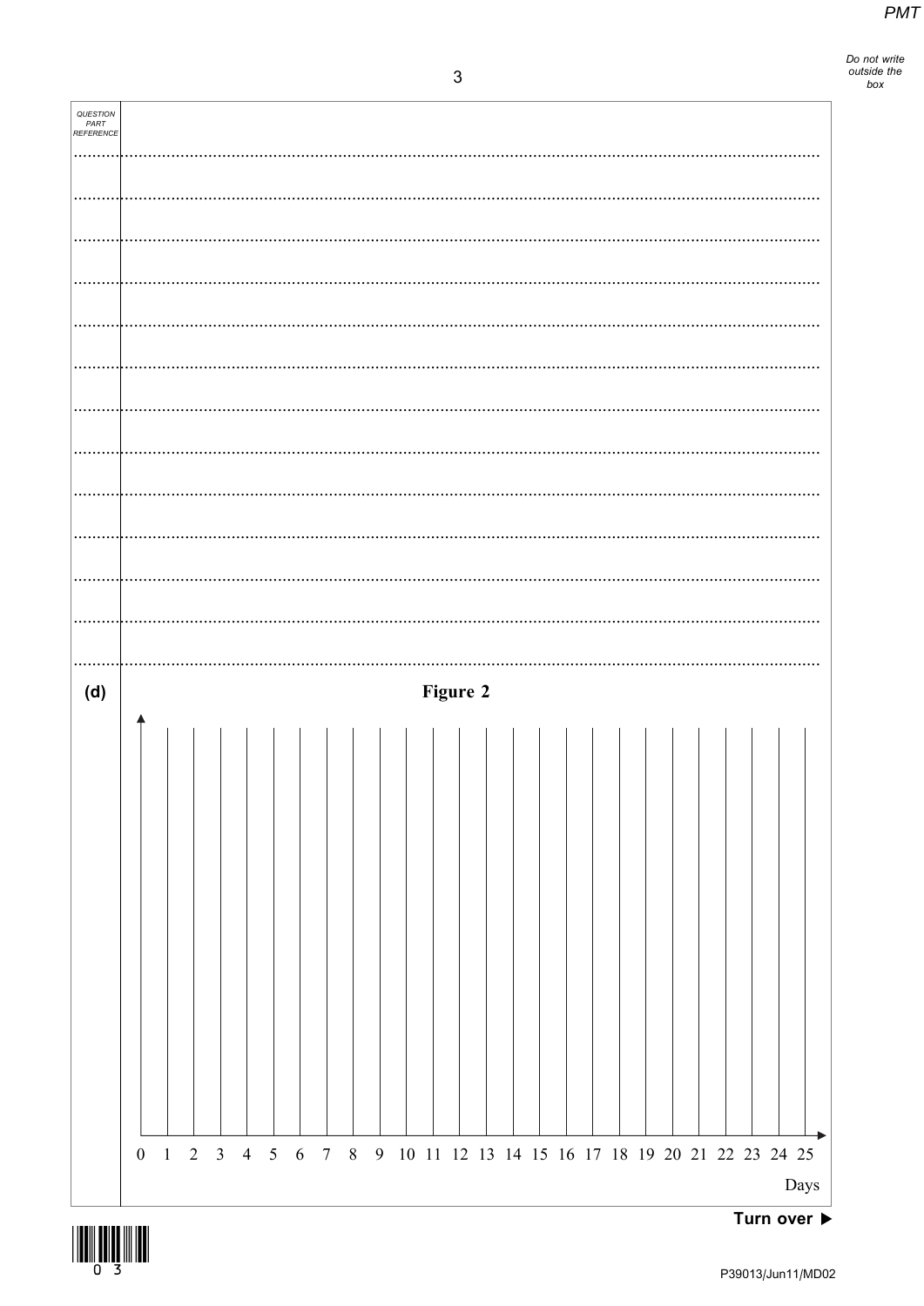(d)

**Figure 2**

0 1 2 3 4 5 6 7 8 9 10 11 12 13 14 15 16 17 18 19 20 21 22 23 24 25

Days

**Turn over ►**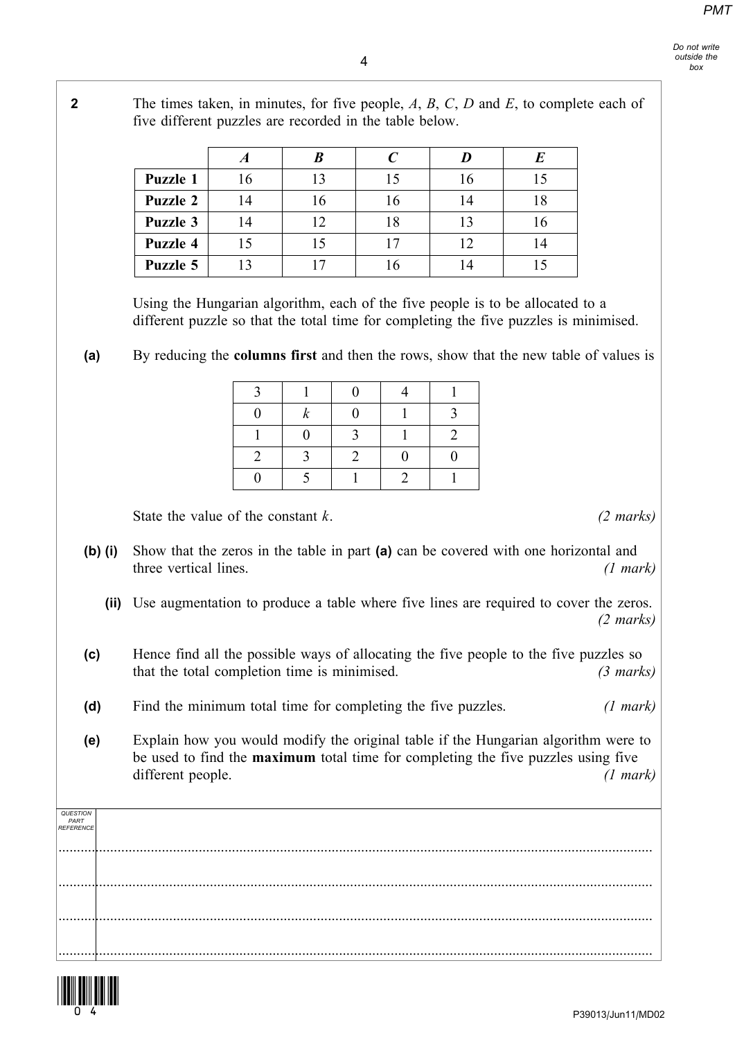**2** The times taken, in minutes, for five people, $A$, $B$, $C$, $D$ and $E$, to complete each of five different puzzles are recorded in the table below.

| | $A$ | $B$ | $C$ | $D$ | $E$ |
|---|---|---|---|---|---|
| **Puzzle 1** | 16 | 13 | 15 | 16 | 15 |
| **Puzzle 2** | 14 | 16 | 16 | 14 | 18 |
| **Puzzle 3** | 14 | 12 | 18 | 13 | 16 |
| **Puzzle 4** | 15 | 15 | 17 | 12 | 14 |
| **Puzzle 5** | 13 | 17 | 16 | 14 | 15 |

Using the Hungarian algorithm, each of the five people is to be allocated to a different puzzle so that the total time for completing the five puzzles is minimised.

**(a)** By reducing the **columns first** and then the rows, show that the new table of values is

| | | | | |
|---|---|---|---|---|
| 3 | 1 | 0 | 4 | 1 |
| 0 | $k$ | 0 | 1 | 3 |
| 1 | 0 | 3 | 1 | 2 |
| 2 | 3 | 2 | 0 | 0 |
| 0 | 5 | 1 | 2 | 1 |

State the value of the constant $k$. *(2 marks)*

**(b) (i)** Show that the zeros in the table in part **(a)** can be covered with one horizontal and three vertical lines. *(1 mark)*

**(ii)** Use augmentation to produce a table where five lines are required to cover the zeros. *(2 marks)*

**(c)** Hence find all the possible ways of allocating the five people to the five puzzles so that the total completion time is minimised. *(3 marks)*

**(d)** Find the minimum total time for completing the five puzzles. *(1 mark)*

**(e)** Explain how you would modify the original table if the Hungarian algorithm were to be used to find the **maximum** total time for completing the five puzzles using five different people. *(1 mark)*

QUESTION PART REFERENCE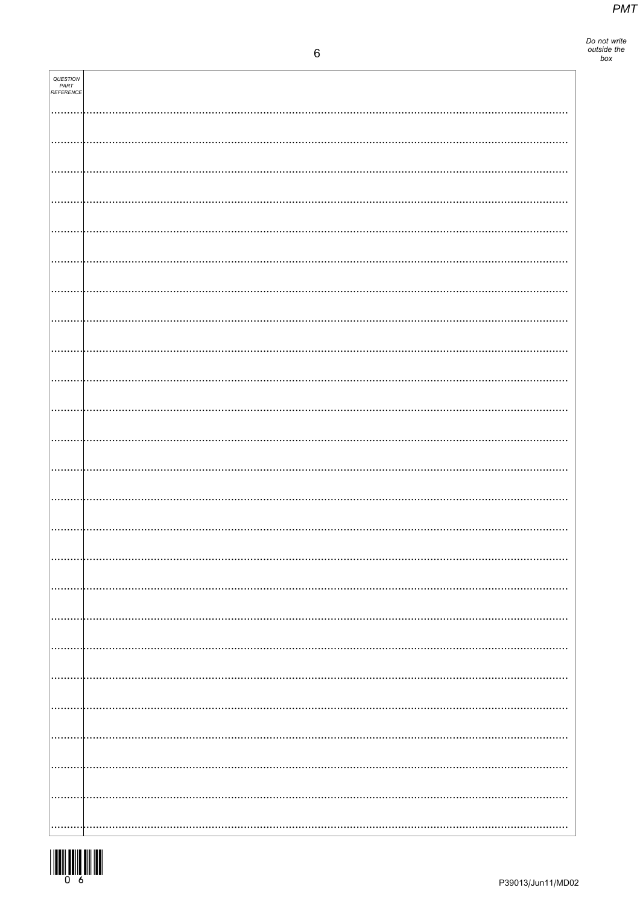| QUESTION PART REFERENCE | |
|---|---|
| | |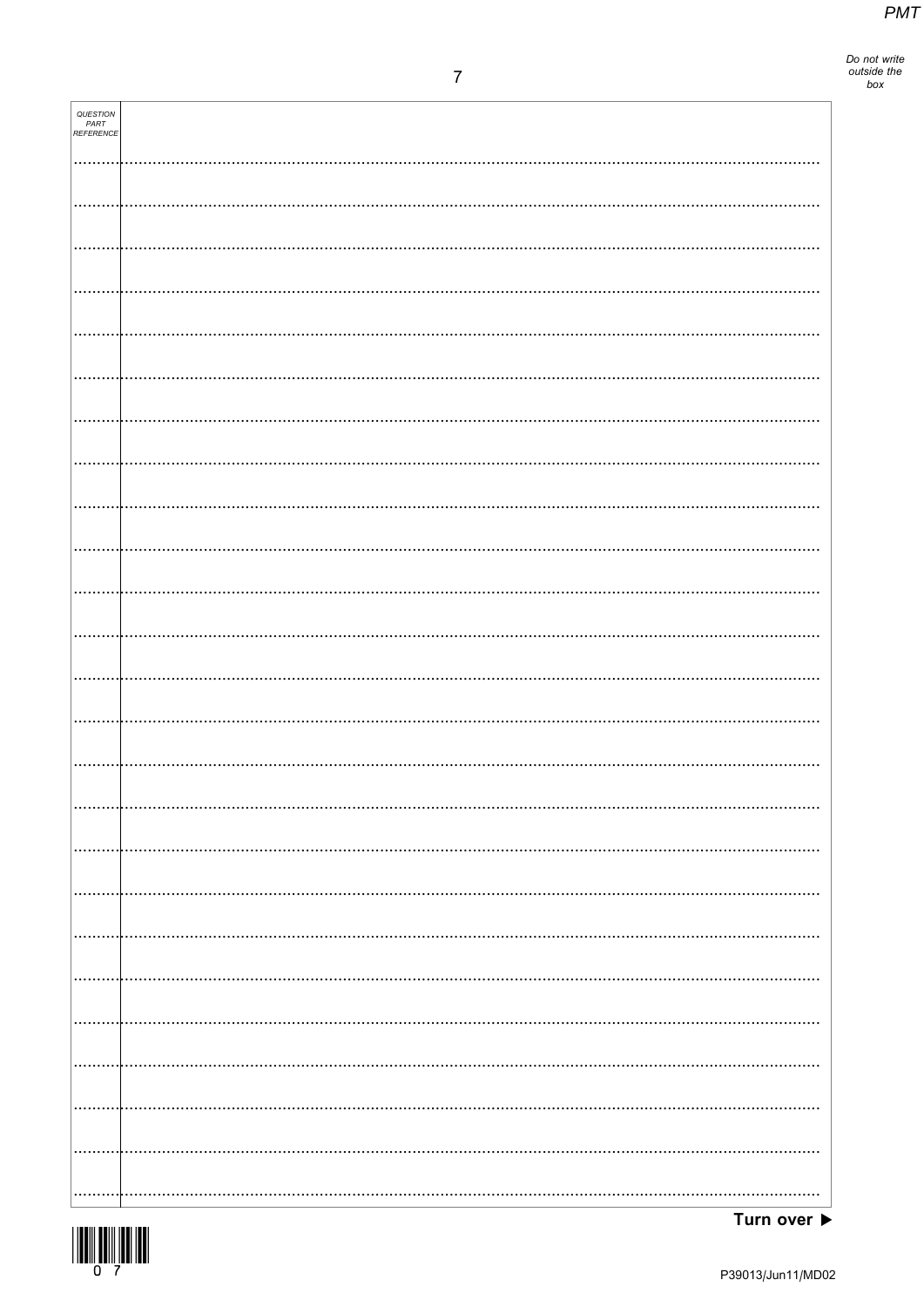QUESTION PART REFERENCE

Turn over ▶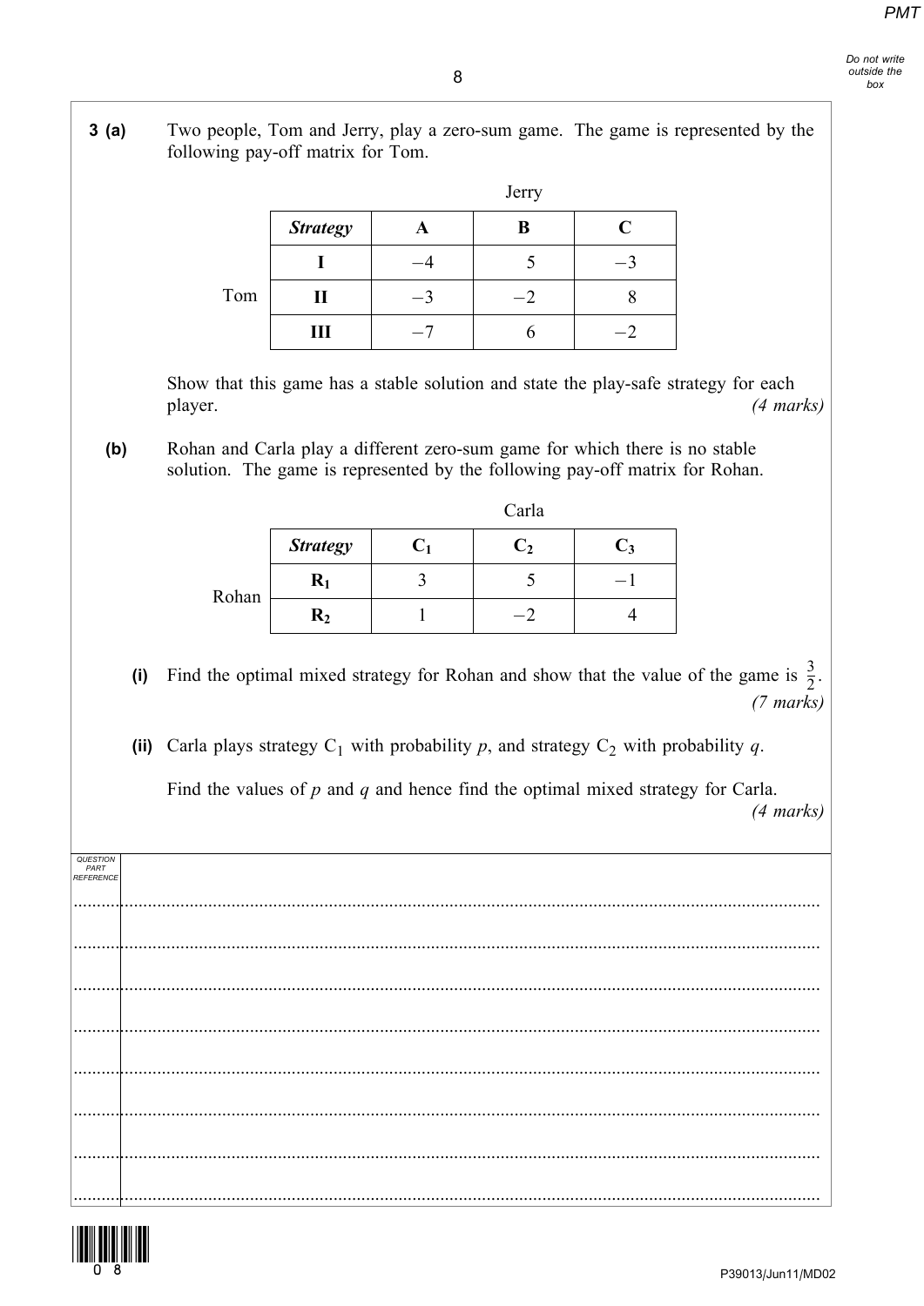**3 (a)** Two people, Tom and Jerry, play a zero-sum game. The game is represented by the following pay-off matrix for Tom.

| | | | Jerry | |
|---|---|---|---|---|
| | ***Strategy*** | **A** | **B** | **C** |
| | **I** | $-4$ | $5$ | $-3$ |
| Tom | **II** | $-3$ | $-2$ | $8$ |
| | **III** | $-7$ | $6$ | $-2$ |

Show that this game has a stable solution and state the play-safe strategy for each player. *(4 marks)*

**(b)** Rohan and Carla play a different zero-sum game for which there is no stable solution. The game is represented by the following pay-off matrix for Rohan.

| | | | Carla | |
|---|---|---|---|---|
| | ***Strategy*** | $\mathbf{C_1}$ | $\mathbf{C_2}$ | $\mathbf{C_3}$ |
| Rohan | $\mathbf{R_1}$ | $3$ | $5$ | $-1$ |
| | $\mathbf{R_2}$ | $1$ | $-2$ | $4$ |

**(i)** Find the optimal mixed strategy for Rohan and show that the value of the game is $\frac{3}{2}$. *(7 marks)*

**(ii)** Carla plays strategy $C_1$ with probability $p$, and strategy $C_2$ with probability $q$.

Find the values of $p$ and $q$ and hence find the optimal mixed strategy for Carla. *(4 marks)*

QUESTION PART REFERENCE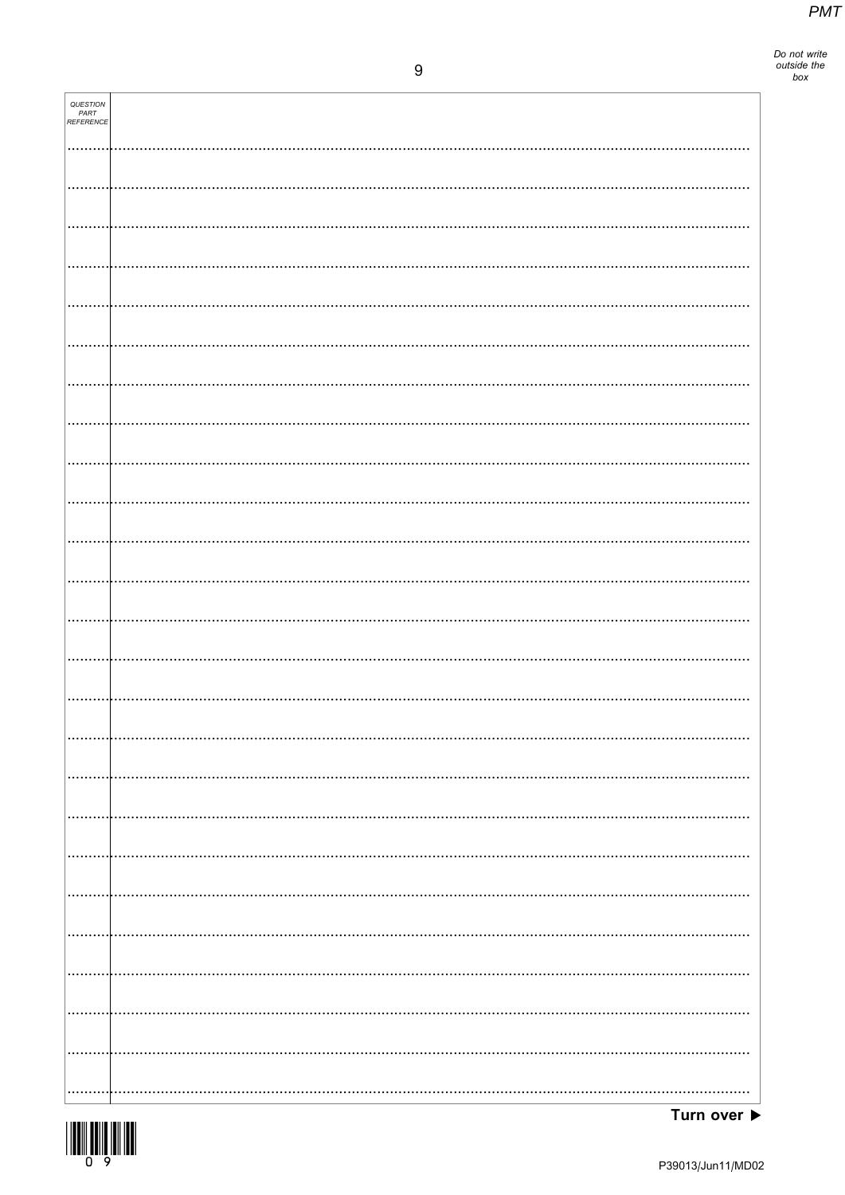QUESTION PART REFERENCE

Turn over ▶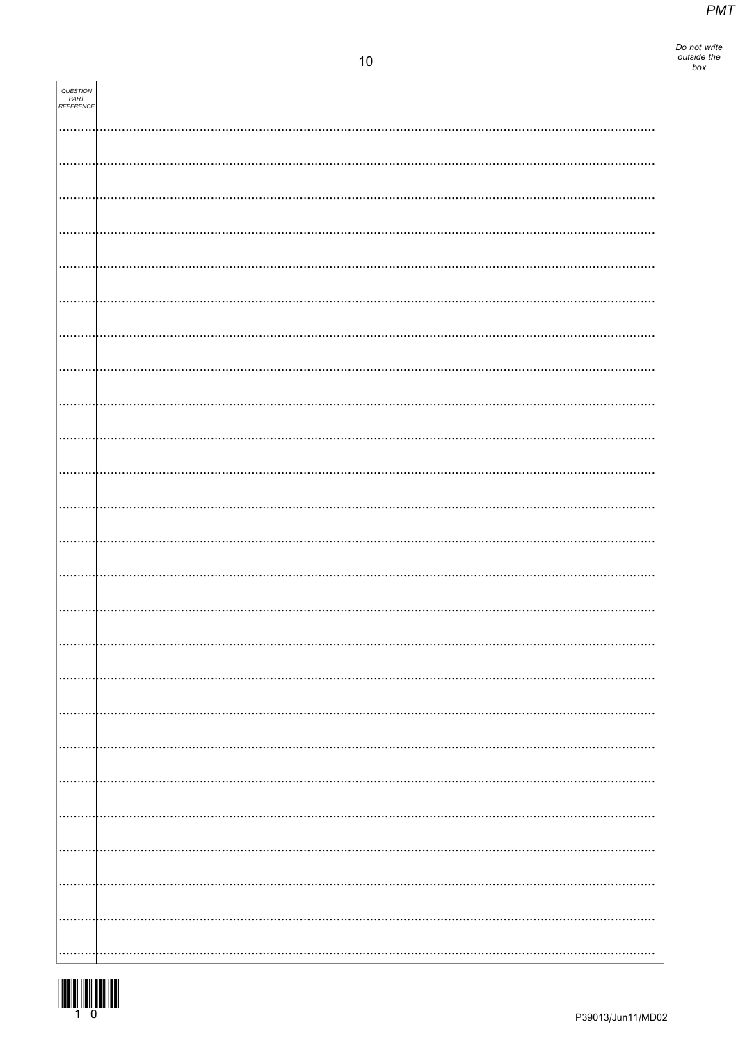QUESTION PART REFERENCE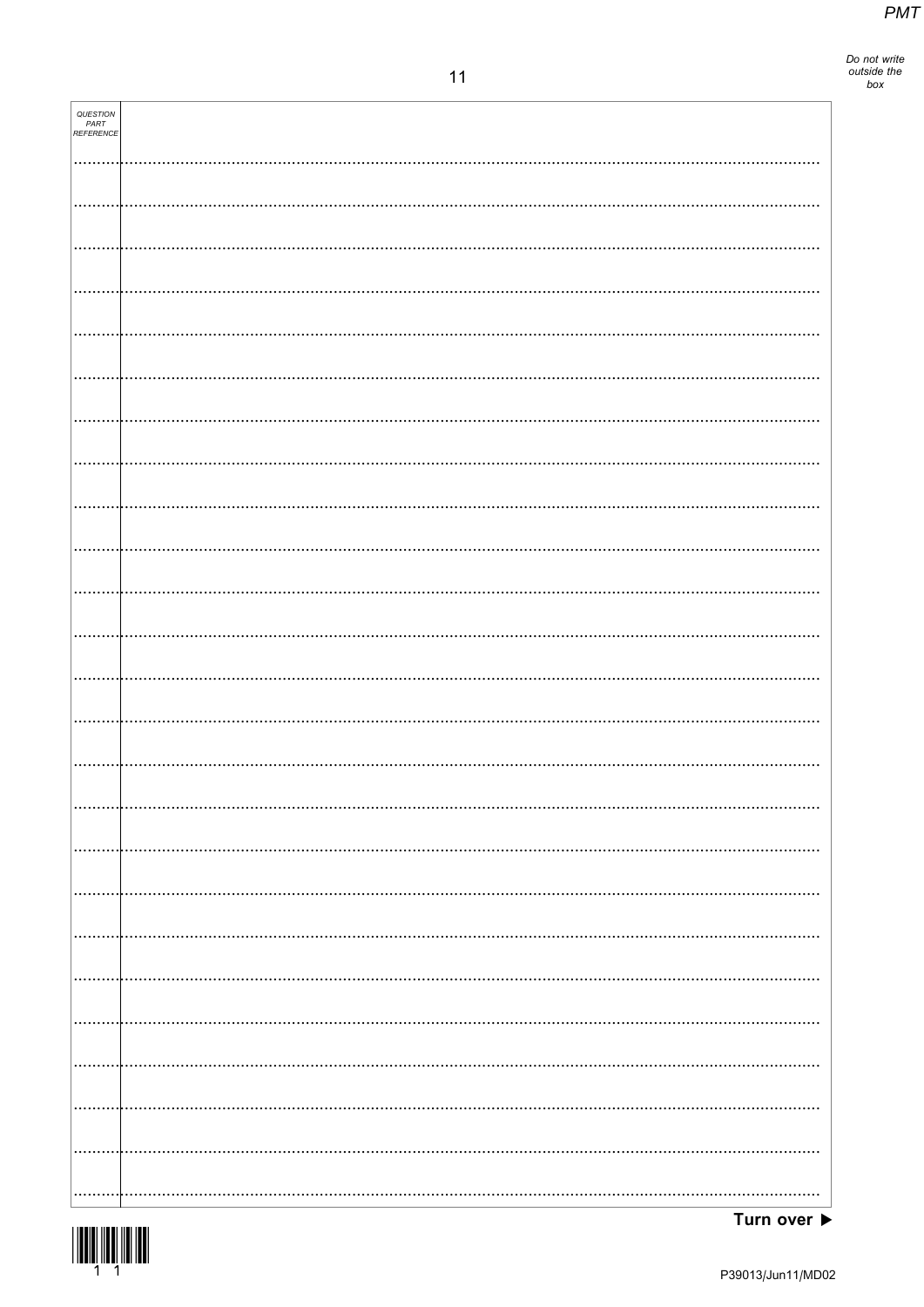QUESTION PART REFERENCE

Turn over ▶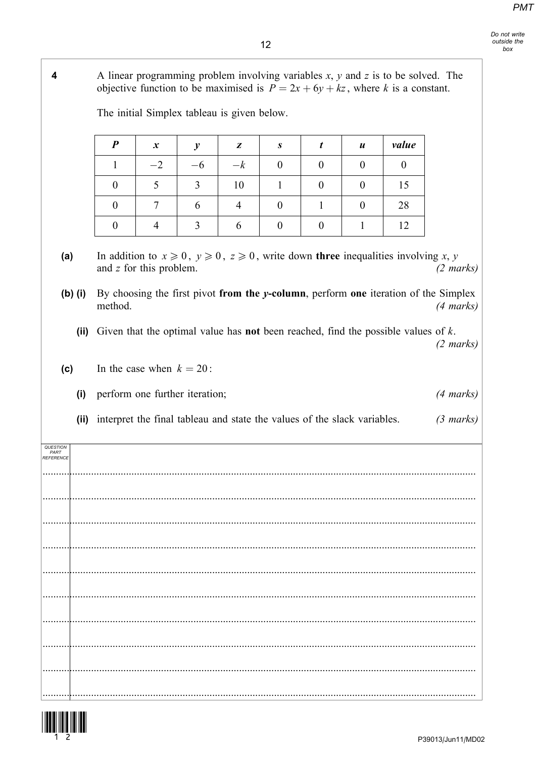**4** A linear programming problem involving variables $x$, $y$ and $z$ is to be solved. The objective function to be maximised is $P = 2x + 6y + kz$, where $k$ is a constant.

The initial Simplex tableau is given below.

| $P$ | $x$ | $y$ | $z$ | $s$ | $t$ | $u$ | *value* |
|---|---|---|---|---|---|---|---|
| 1 | $-2$ | $-6$ | $-k$ | 0 | 0 | 0 | 0 |
| 0 | 5 | 3 | 10 | 1 | 0 | 0 | 15 |
| 0 | 7 | 6 | 4 | 0 | 1 | 0 | 28 |
| 0 | 4 | 3 | 6 | 0 | 0 | 1 | 12 |

**(a)** In addition to $x \geqslant 0$, $y \geqslant 0$, $z \geqslant 0$, write down **three** inequalities involving $x$, $y$ and $z$ for this problem. *(2 marks)*

**(b) (i)** By choosing the first pivot **from the $y$-column**, perform **one** iteration of the Simplex method. *(4 marks)*

**(ii)** Given that the optimal value has **not** been reached, find the possible values of $k$. *(2 marks)*

**(c)** In the case when $k = 20$:

**(i)** perform one further iteration; *(4 marks)*

**(ii)** interpret the final tableau and state the values of the slack variables. *(3 marks)*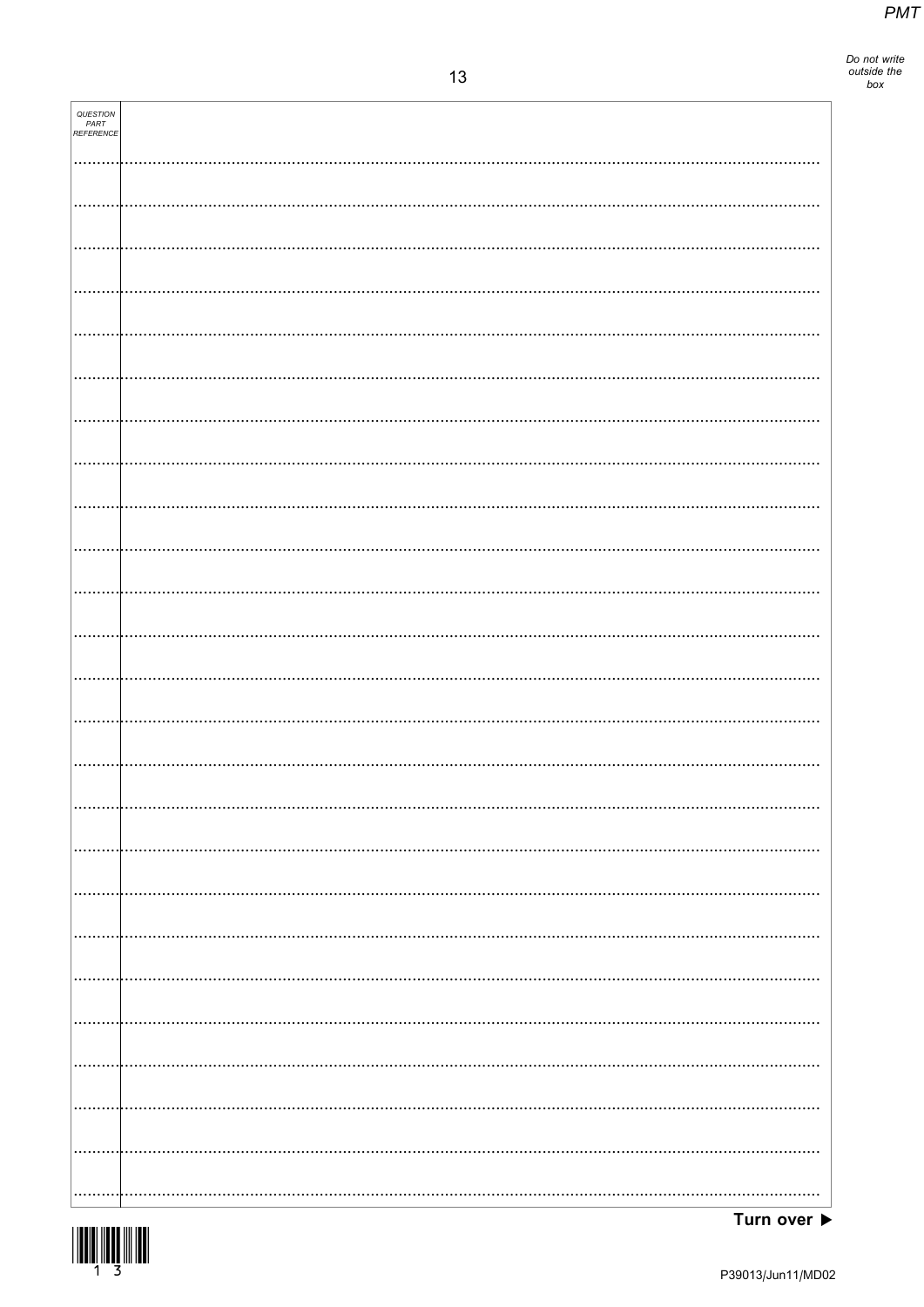QUESTION PART REFERENCE

Turn over ▶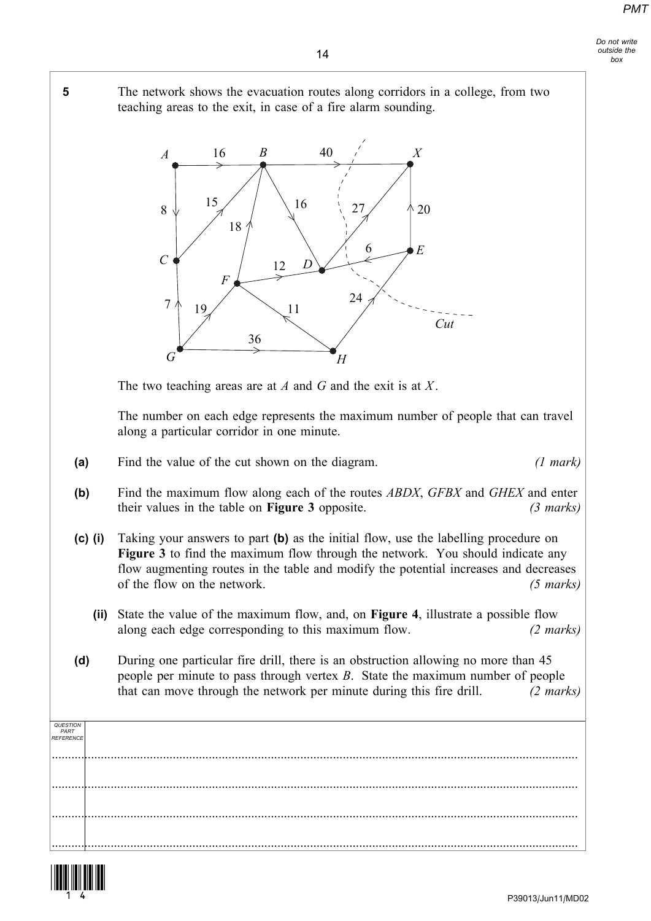**5** The network shows the evacuation routes along corridors in a college, from two teaching areas to the exit, in case of a fire alarm sounding.

The two teaching areas are at $A$ and $G$ and the exit is at $X$.

The number on each edge represents the maximum number of people that can travel along a particular corridor in one minute.

**(a)** Find the value of the cut shown on the diagram. *(1 mark)*

**(b)** Find the maximum flow along each of the routes $ABDX$, $GFBX$ and $GHEX$ and enter their values in the table on **Figure 3** opposite. *(3 marks)*

**(c) (i)** Taking your answers to part **(b)** as the initial flow, use the labelling procedure on **Figure 3** to find the maximum flow through the network. You should indicate any flow augmenting routes in the table and modify the potential increases and decreases of the flow on the network. *(5 marks)*

**(ii)** State the value of the maximum flow, and, on **Figure 4**, illustrate a possible flow along each edge corresponding to this maximum flow. *(2 marks)*

**(d)** During one particular fire drill, there is an obstruction allowing no more than 45 people per minute to pass through vertex $B$. State the maximum number of people that can move through the network per minute during this fire drill. *(2 marks)*

| QUESTION PART REFERENCE | |
|---|---|
| | |
| | |
| | |
| | |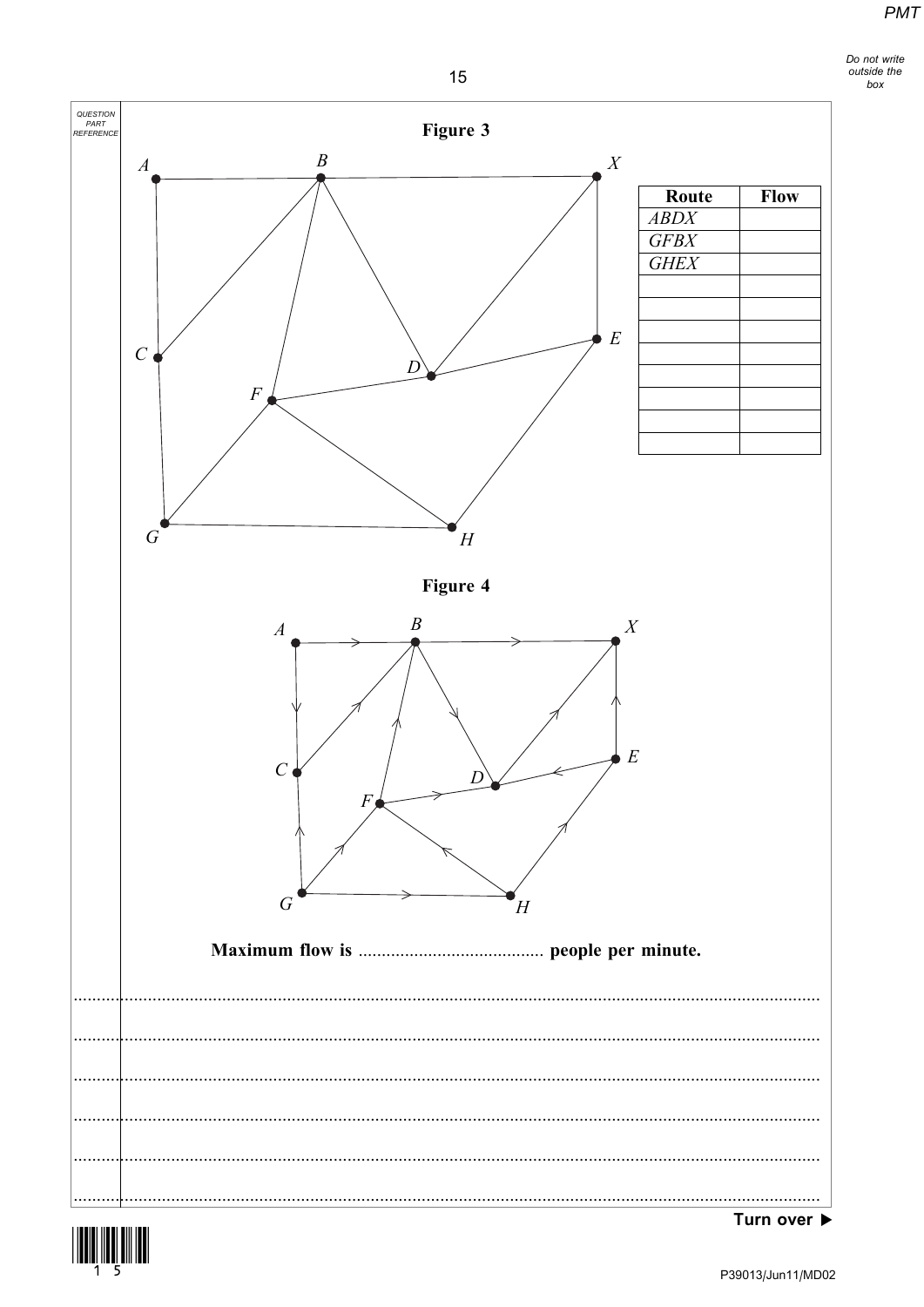**Figure 3**

| Route | Flow |
|---|---|
| *ABDX* | |
| *GFBX* | |
| *GHEX* | |
| | |
| | |
| | |
| | |
| | |
| | |
| | |
| | |

**Figure 4**

**Maximum flow is ....................................... people per minute.**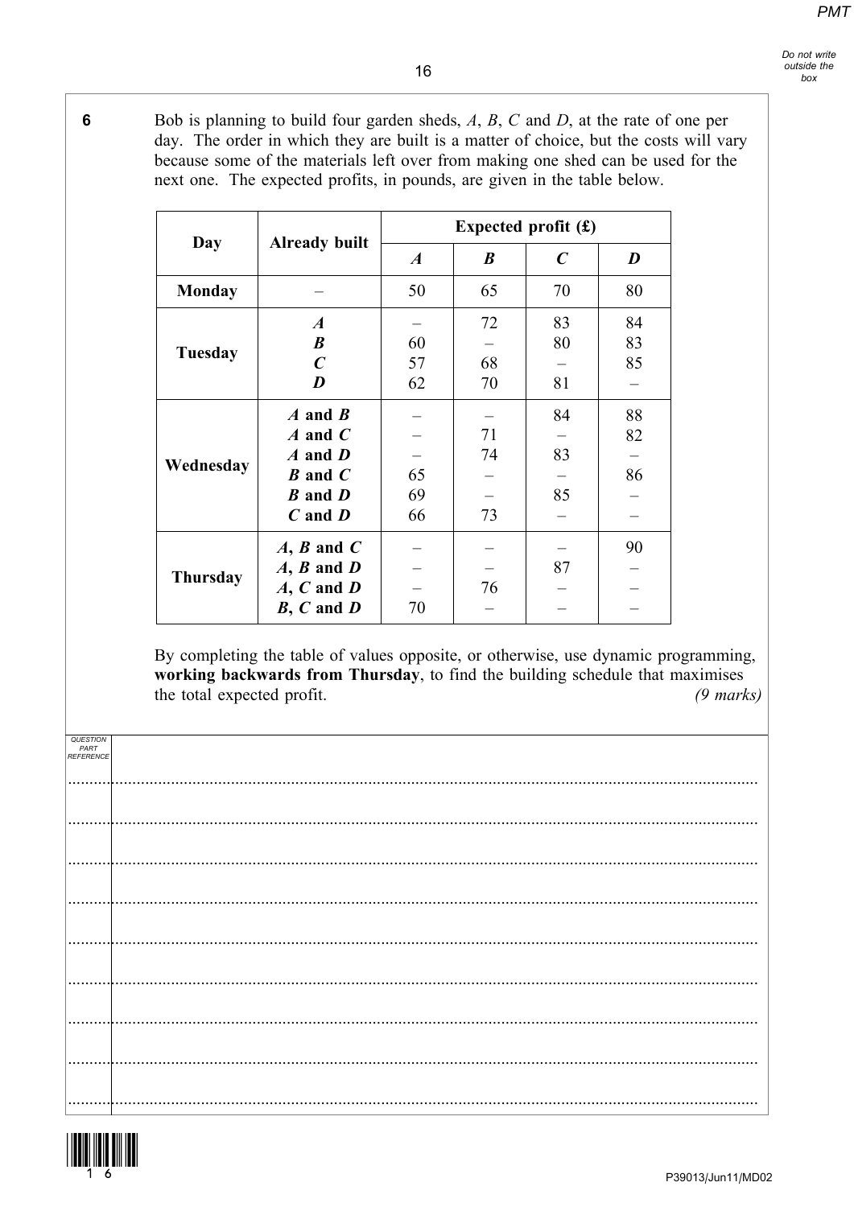**6** Bob is planning to build four garden sheds, *A*, *B*, *C* and *D*, at the rate of one per day. The order in which they are built is a matter of choice, but the costs will vary because some of the materials left over from making one shed can be used for the next one. The expected profits, in pounds, are given in the table below.

| Day | Already built | Expected profit (£) | | | |
|---|---|---|---|---|---|
| | | ***A*** | ***B*** | ***C*** | ***D*** |
| **Monday** | – | 50 | 65 | 70 | 80 |
| **Tuesday** | ***A*** | – | 72 | 83 | 84 |
| | ***B*** | 60 | – | 80 | 83 |
| | ***C*** | 57 | 68 | – | 85 |
| | ***D*** | 62 | 70 | 81 | – |
| **Wednesday** | ***A* and *B*** | – | – | 84 | 88 |
| | ***A* and *C*** | – | 71 | – | 82 |
| | ***A* and *D*** | – | 74 | 83 | – |
| | ***B* and *C*** | 65 | – | – | 86 |
| | ***B* and *D*** | 69 | – | 85 | – |
| | ***C* and *D*** | 66 | 73 | – | – |
| **Thursday** | ***A*, *B* and *C*** | – | – | – | 90 |
| | ***A*, *B* and *D*** | – | – | 87 | – |
| | ***A*, *C* and *D*** | – | 76 | – | – |
| | ***B*, *C* and *D*** | 70 | – | – | – |

By completing the table of values opposite, or otherwise, use dynamic programming, **working backwards from Thursday**, to find the building schedule that maximises the total expected profit. *(9 marks)*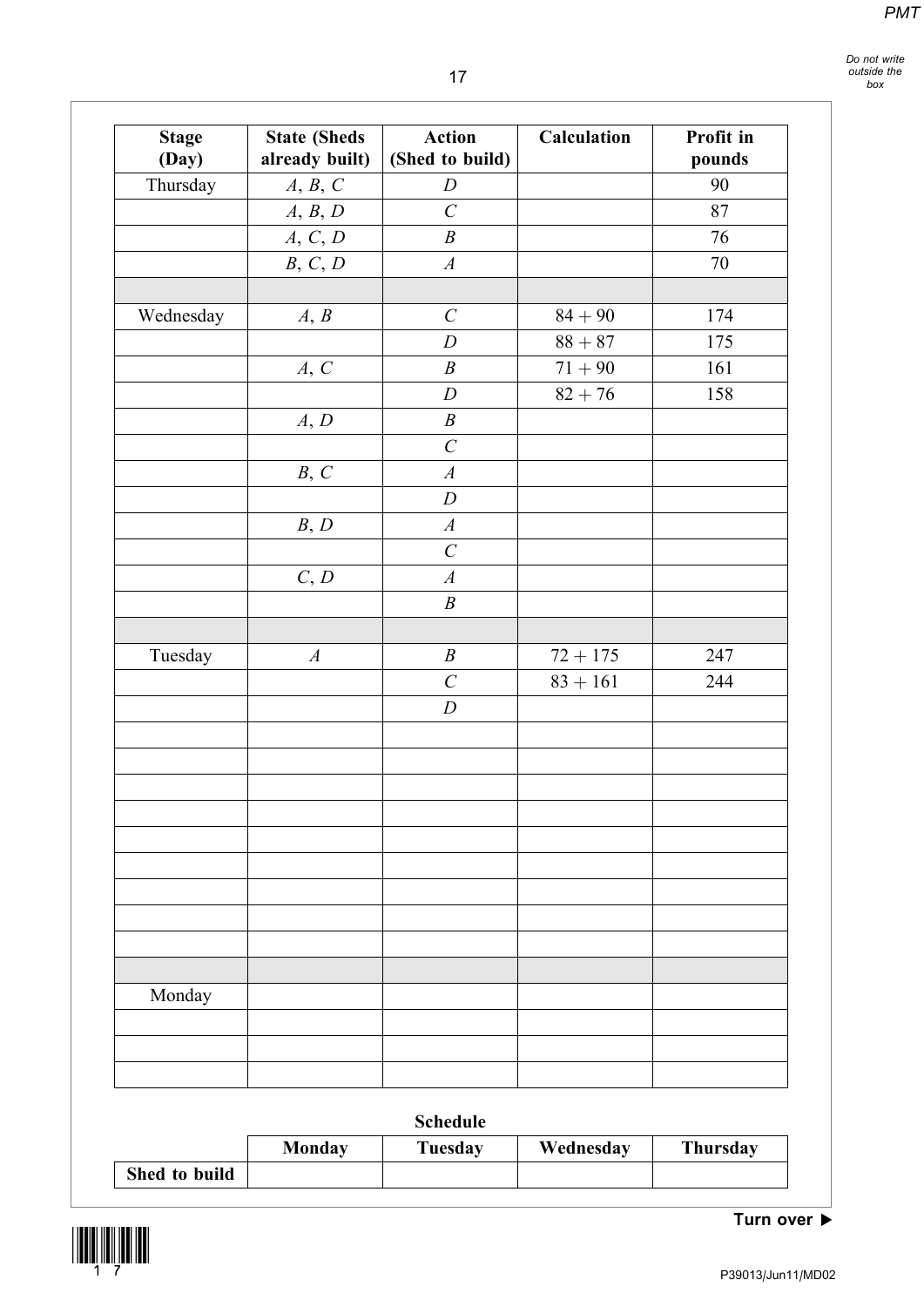| Stage (Day) | State (Sheds already built) | Action (Shed to build) | Calculation | Profit in pounds |
|---|---|---|---|---|
| Thursday | $A$, $B$, $C$ | $D$ | | 90 |
| | $A$, $B$, $D$ | $C$ | | 87 |
| | $A$, $C$, $D$ | $B$ | | 76 |
| | $B$, $C$, $D$ | $A$ | | 70 |
| | | | | |
| Wednesday | $A$, $B$ | $C$ | $84 + 90$ | 174 |
| | | $D$ | $88 + 87$ | 175 |
| | $A$, $C$ | $B$ | $71 + 90$ | 161 |
| | | $D$ | $82 + 76$ | 158 |
| | $A$, $D$ | $B$ | | |
| | | $C$ | | |
| | $B$, $C$ | $A$ | | |
| | | $D$ | | |
| | $B$, $D$ | $A$ | | |
| | | $C$ | | |
| | $C$, $D$ | $A$ | | |
| | | $B$ | | |
| | | | | |
| Tuesday | $A$ | $B$ | $72 + 175$ | 247 |
| | | $C$ | $83 + 161$ | 244 |
| | | $D$ | | |
| | | | | |
| | | | | |
| | | | | |
| | | | | |
| | | | | |
| | | | | |
| | | | | |
| | | | | |
| | | | | |
| | | | | |
| Monday | | | | |
| | | | | |
| | | | | |
| | | | | |

**Schedule**

| | Monday | Tuesday | Wednesday | Thursday |
|---|---|---|---|---|
| **Shed to build** | | | | |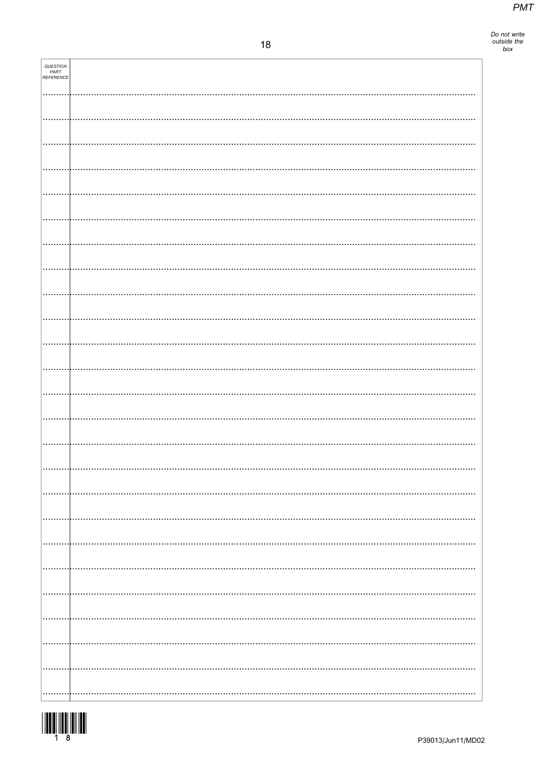| QUESTION PART REFERENCE | |
|---|---|
| | |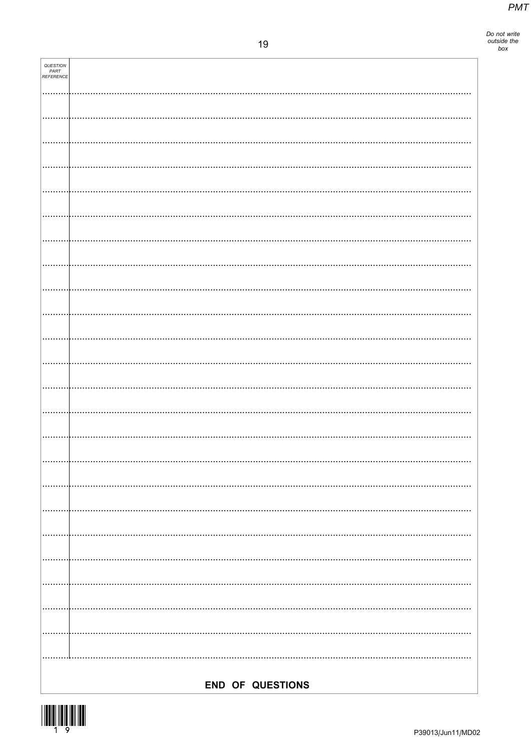QUESTION PART REFERENCE

**END OF QUESTIONS**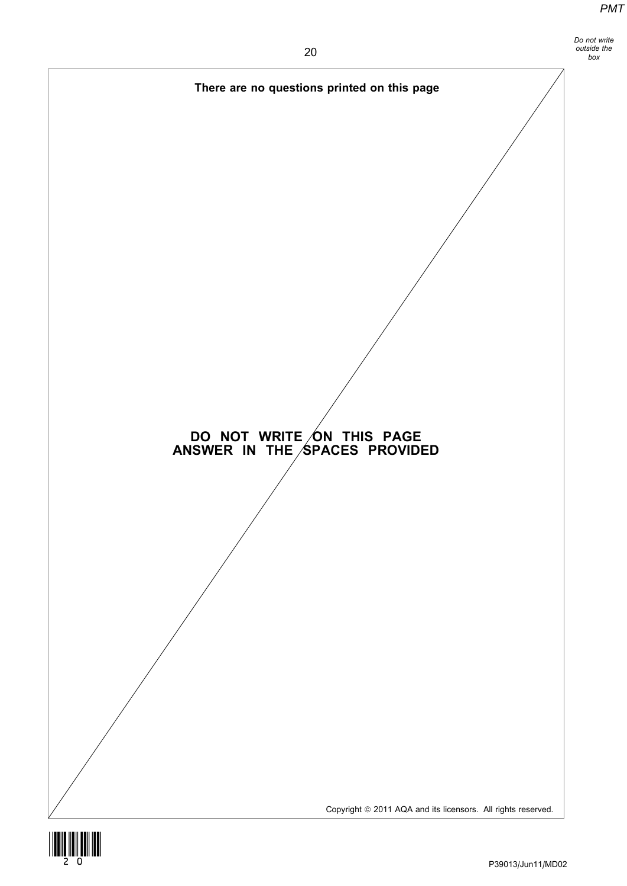**There are no questions printed on this page**

**DO NOT WRITE ON THIS PAGE**
**ANSWER IN THE SPACES PROVIDED**

Copyright © 2011 AQA and its licensors. All rights reserved.